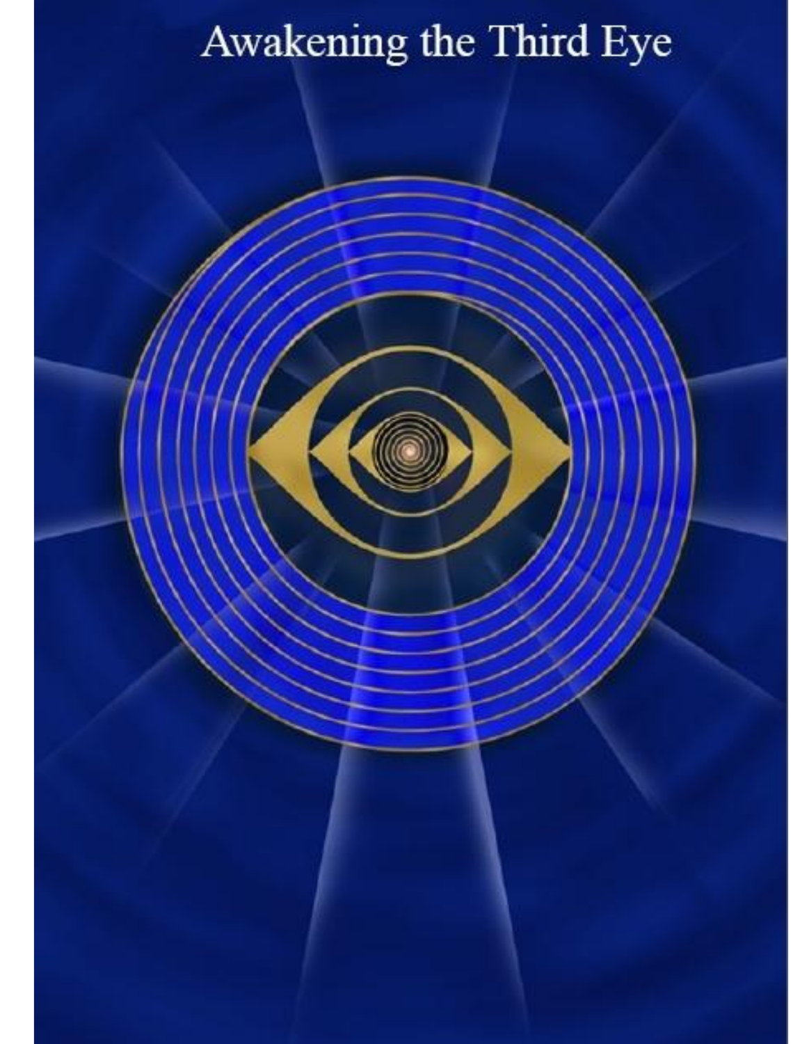# Awakening the Third Eye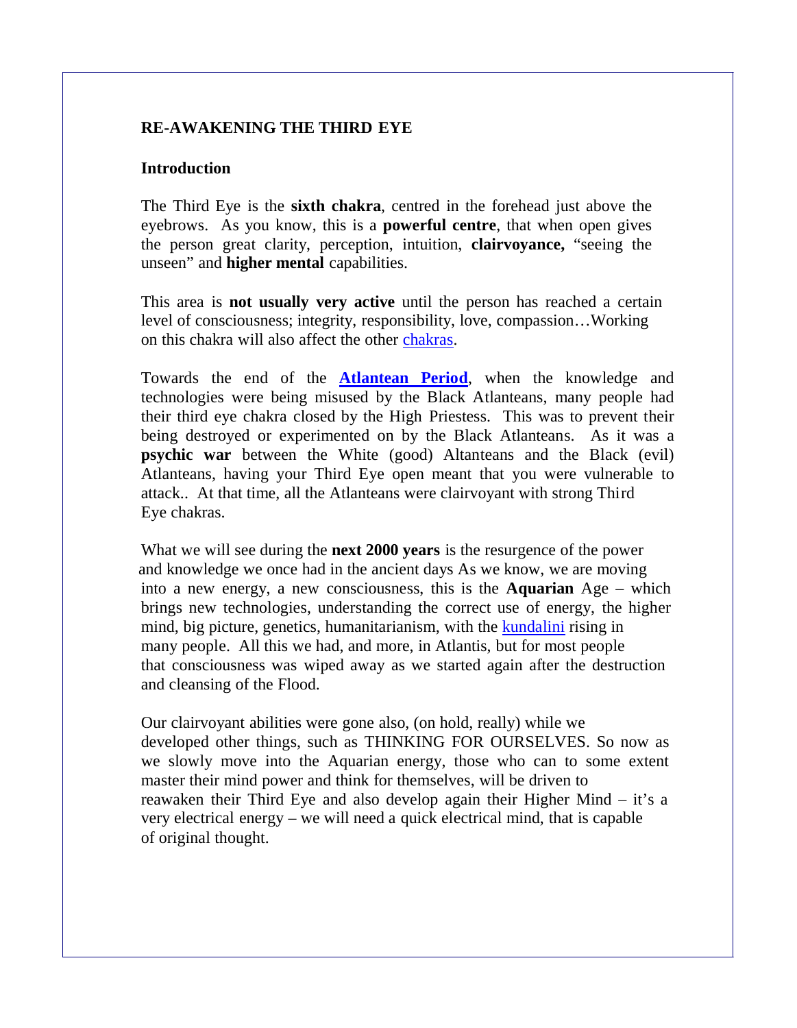**RE-AWAKENING THE THIRD EYE**

**Introduction**

The Third Eye is the **sixth chakra**, centred in the forehead just above the eyebrows. As you know, this is a **powerful centre**, that when open gives the person great clarity, perception, intuition, **clairvoyance,** "seeing the unseen" and **higher mental** capabilities.

This area is **not usually very active** until the person has reached a certain level of consciousness; integrity, responsibility, love, compassion…Working on this chakra will also affect the other chakras.

Towards the end of the **Atlantean Period**, when the knowledge and technologies were being misused by the Black Atlanteans, many people had their third eye chakra closed by the High Priestess. This was to prevent their being destroyed or experimented on by the Black Atlanteans. As it was a **psychic war** between the White (good) Altanteans and the Black (evil) Atlanteans, having your Third Eye open meant that you were vulnerable to attack.. At that time, all the Atlanteans were clairvoyant with strong Third Eye chakras.

What we will see during the **next 2000 years** is the resurgence of the power and knowledge we once had in the ancient days As we know, we are moving into a new energy, a new consciousness, this is the **Aquarian** Age – which brings new technologies, understanding the correct use of energy, the higher mind, big picture, genetics, humanitarianism, with the kundalini rising in many people. All this we had, and more, in Atlantis, but for most people that consciousness was wiped away as we started again after the destruction and cleansing of the Flood.

Our clairvoyant abilities were gone also, (on hold, really) while we developed other things, such as THINKING FOR OURSELVES. So now as we slowly move into the Aquarian energy, those who can to some extent master their mind power and think for themselves, will be driven to reawaken their Third Eye and also develop again their Higher Mind – it's a very electrical energy – we will need a quick electrical mind, that is capable of original thought.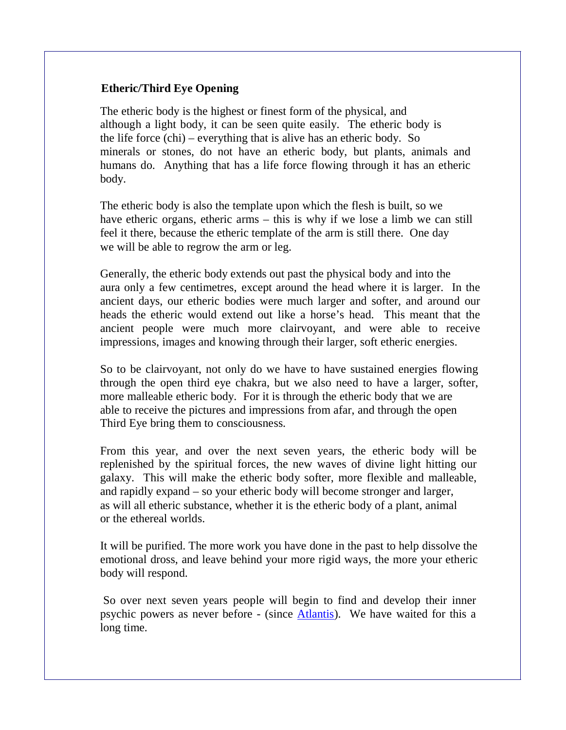**Etheric/Third Eye Opening**

The etheric body is the highest or finest form of the physical, and although a light body, it can be seen quite easily. The etheric body is the life force (chi) – everything that is alive has an etheric body. So minerals or stones, do not have an etheric body, but plants, animals and humans do. Anything that has a life force flowing through it has an etheric body.

The etheric body is also the template upon which the flesh is built, so we have etheric organs, etheric arms – this is why if we lose a limb we can still feel it there, because the etheric template of the arm is still there. One day we will be able to regrow the arm or leg.

Generally, the etheric body extends out past the physical body and into the aura only a few centimetres, except around the head where it is larger. In the ancient days, our etheric bodies were much larger and softer, and around our heads the etheric would extend out like a horse's head. This meant that the ancient people were much more clairvoyant, and were able to receive impressions, images and knowing through their larger, soft etheric energies.

So to be clairvoyant, not only do we have to have sustained energies flowing through the open third eye chakra, but we also need to have a larger, softer, more malleable etheric body. For it is through the etheric body that we are able to receive the pictures and impressions from afar, and through the open Third Eye bring them to consciousness.

From this year, and over the next seven years, the etheric body will be replenished by the spiritual forces, the new waves of divine light hitting our galaxy. This will make the etheric body softer, more flexible and malleable, and rapidly expand – so your etheric body will become stronger and larger, as will all etheric substance, whether it is the etheric body of a plant, animal or the ethereal worlds.

It will be purified. The more work you have done in the past to help dissolve the emotional dross, and leave behind your more rigid ways, the more your etheric body will respond.

So over next seven years people will begin to find and develop their inner psychic powers as never before - (since Atlantis). We have waited for this a long time.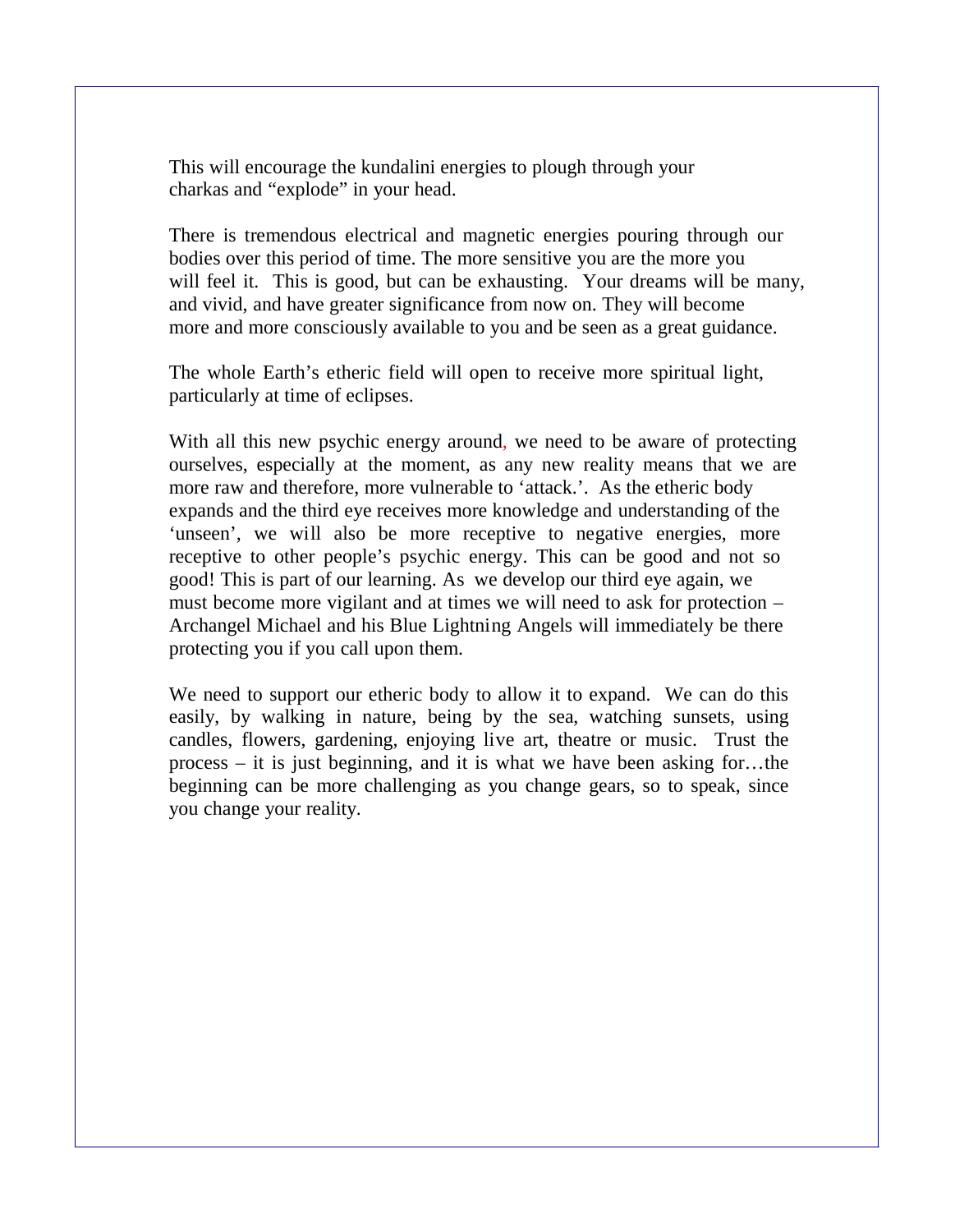This will encourage the kundalini energies to plough through your charkas and "explode" in your head.

There is tremendous electrical and magnetic energies pouring through our bodies over this period of time. The more sensitive you are the more you will feel it. This is good, but can be exhausting. Your dreams will be many, and vivid, and have greater significance from now on. They will become more and more consciously available to you and be seen as a great guidance.

The whole Earth's etheric field will open to receive more spiritual light, particularly at time of eclipses.

With all this new psychic energy around, we need to be aware of protecting ourselves, especially at the moment, as any new reality means that we are more raw and therefore, more vulnerable to 'attack.'. As the etheric body expands and the third eye receives more knowledge and understanding of the 'unseen', we will also be more receptive to negative energies, more receptive to other people's psychic energy. This can be good and not so good! This is part of our learning. As we develop our third eye again, we must become more vigilant and at times we will need to ask for protection – Archangel Michael and his Blue Lightning Angels will immediately be there protecting you if you call upon them.

We need to support our etheric body to allow it to expand. We can do this easily, by walking in nature, being by the sea, watching sunsets, using candles, flowers, gardening, enjoying live art, theatre or music. Trust the process – it is just beginning, and it is what we have been asking for…the beginning can be more challenging as you change gears, so to speak, since you change your reality.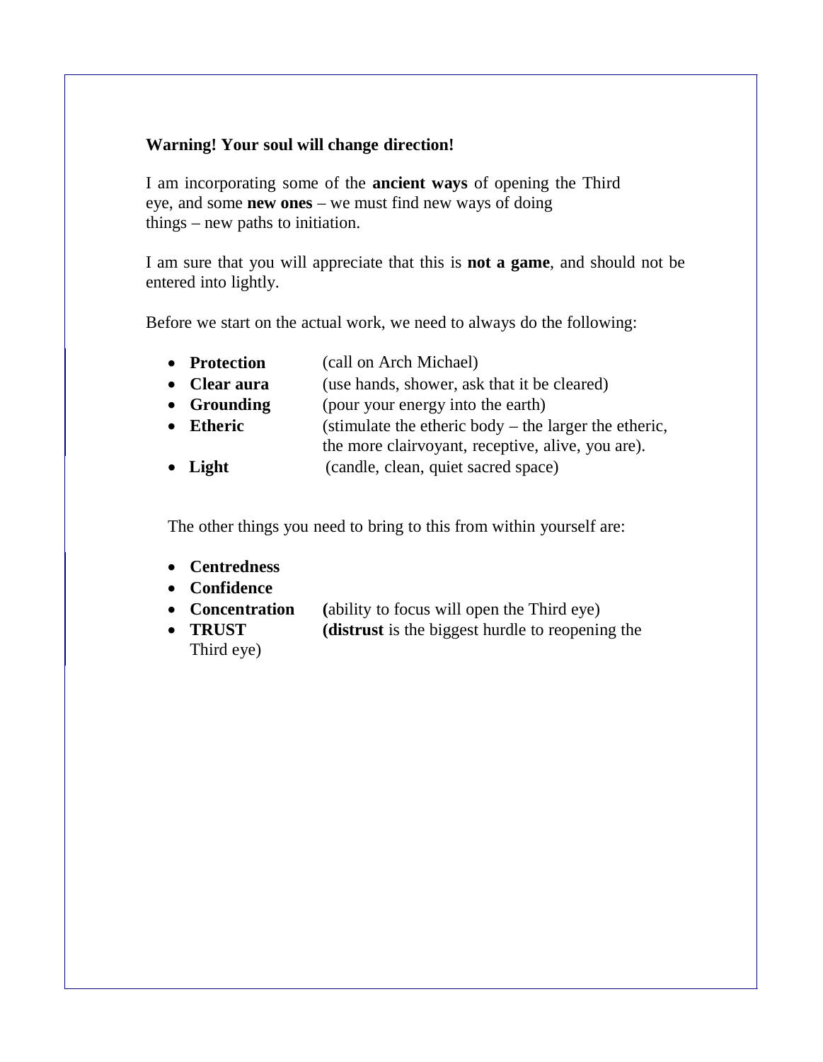**Warning! Your soul will change direction!**

I am incorporating some of the **ancient ways** of opening the Third eye, and some **new ones** – we must find new ways of doing things – new paths to initiation.

I am sure that you will appreciate that this is **not a game**, and should not be entered into lightly.

Before we start on the actual work, we need to always do the following:

- **Protection** (call on Arch Michael)
- **Clear aura** (use hands, shower, ask that it be cleared)
- **Grounding** (pour your energy into the earth)
- **Etheric** (stimulate the etheric body – the larger the etheric, the more clairvoyant, receptive, alive, you are).
- **Light** (candle, clean, quiet sacred space)

The other things you need to bring to this from within yourself are:

- **Centredness**
- **Confidence**
- **Concentration** **(**ability to focus will open the Third eye)
- **TRUST** **(distrust** is the biggest hurdle to reopening the Third eye)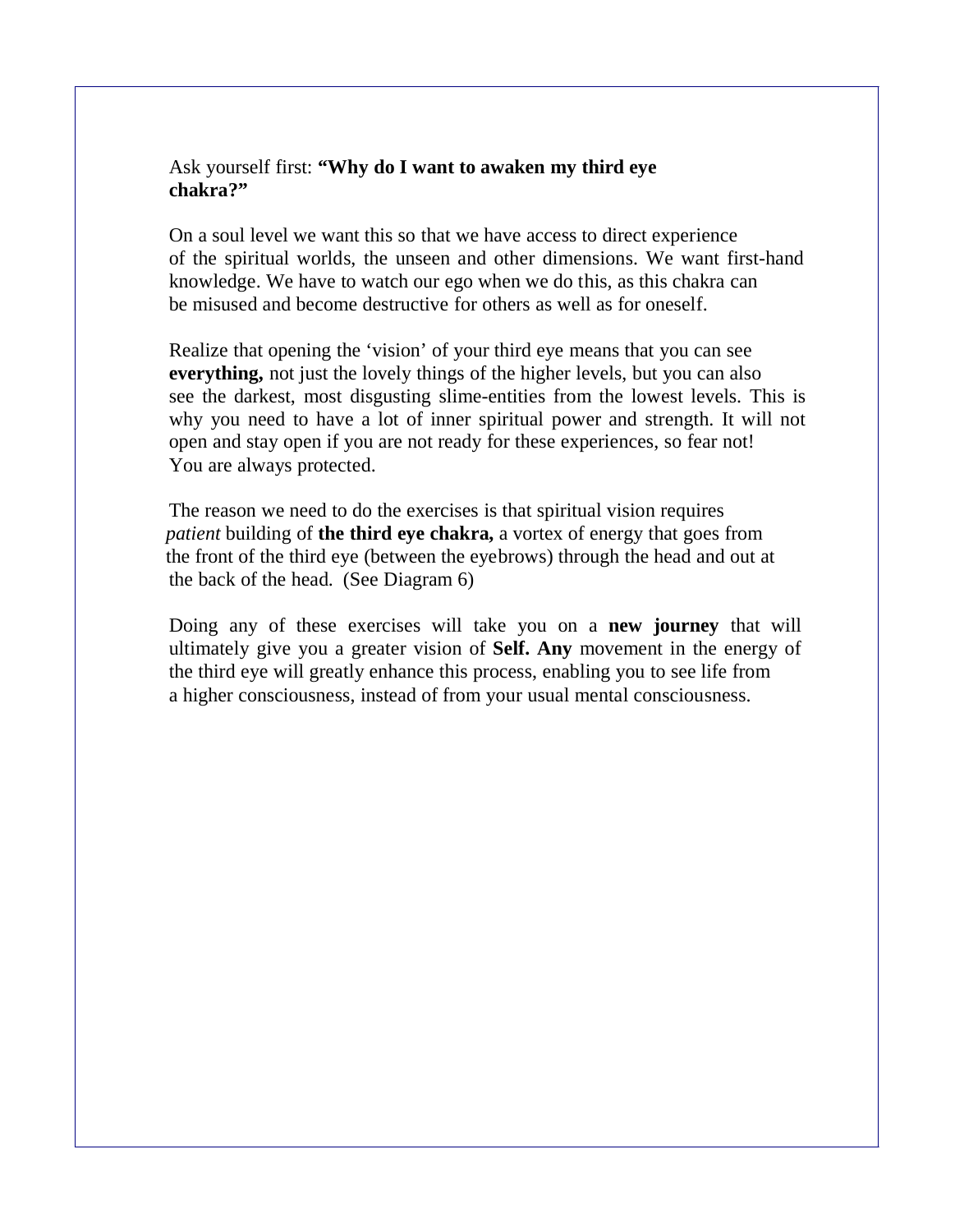Ask yourself first: **"Why do I want to awaken my third eye chakra?"**

On a soul level we want this so that we have access to direct experience of the spiritual worlds, the unseen and other dimensions. We want first-hand knowledge. We have to watch our ego when we do this, as this chakra can be misused and become destructive for others as well as for oneself.

Realize that opening the 'vision' of your third eye means that you can see **everything,** not just the lovely things of the higher levels, but you can also see the darkest, most disgusting slime-entities from the lowest levels. This is why you need to have a lot of inner spiritual power and strength. It will not open and stay open if you are not ready for these experiences, so fear not! You are always protected.

The reason we need to do the exercises is that spiritual vision requires *patient* building of **the third eye chakra,** a vortex of energy that goes from the front of the third eye (between the eyebrows) through the head and out at the back of the head. (See Diagram 6)

Doing any of these exercises will take you on a **new journey** that will ultimately give you a greater vision of **Self. Any** movement in the energy of the third eye will greatly enhance this process, enabling you to see life from a higher consciousness, instead of from your usual mental consciousness.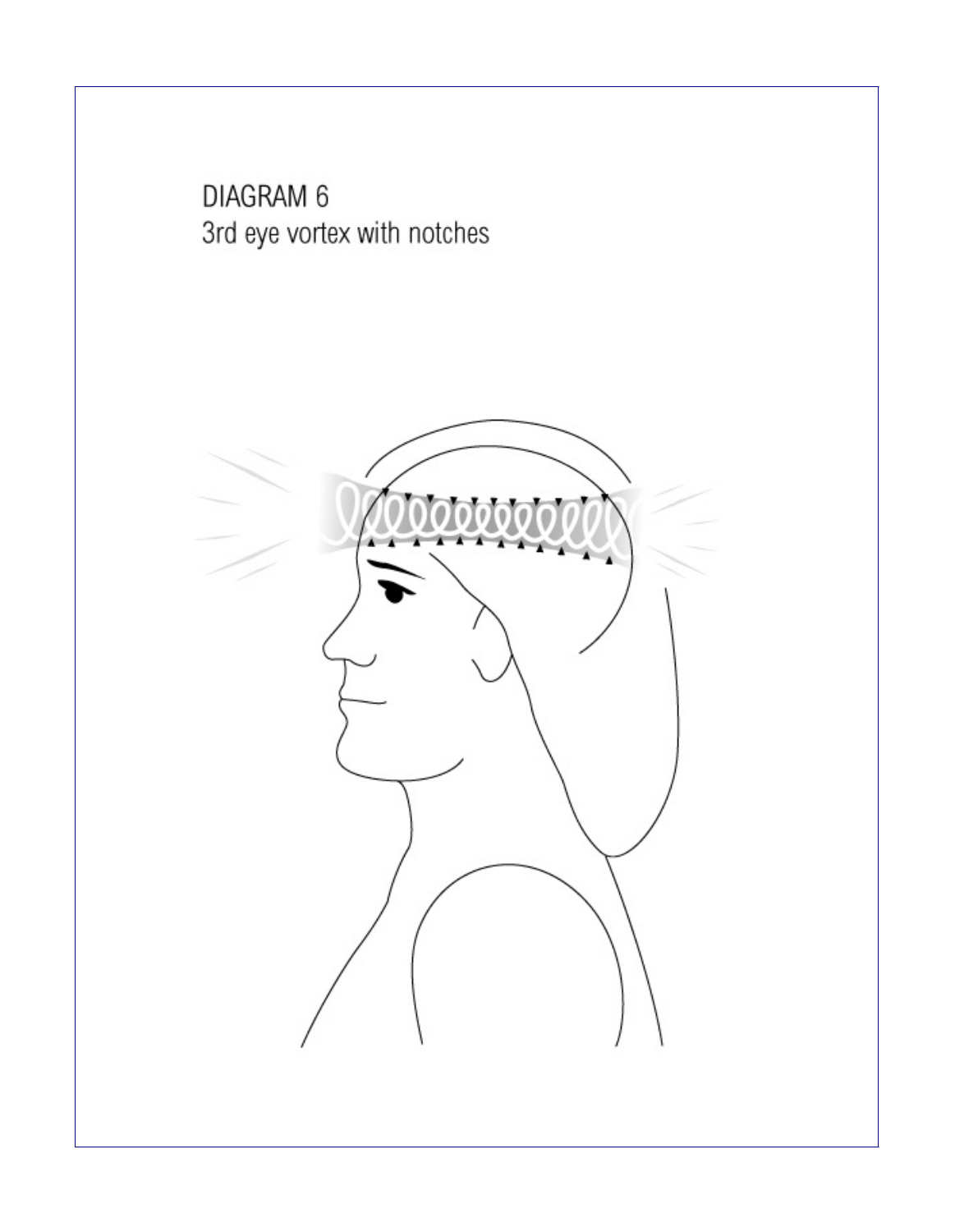DIAGRAM 6
3rd eye vortex with notches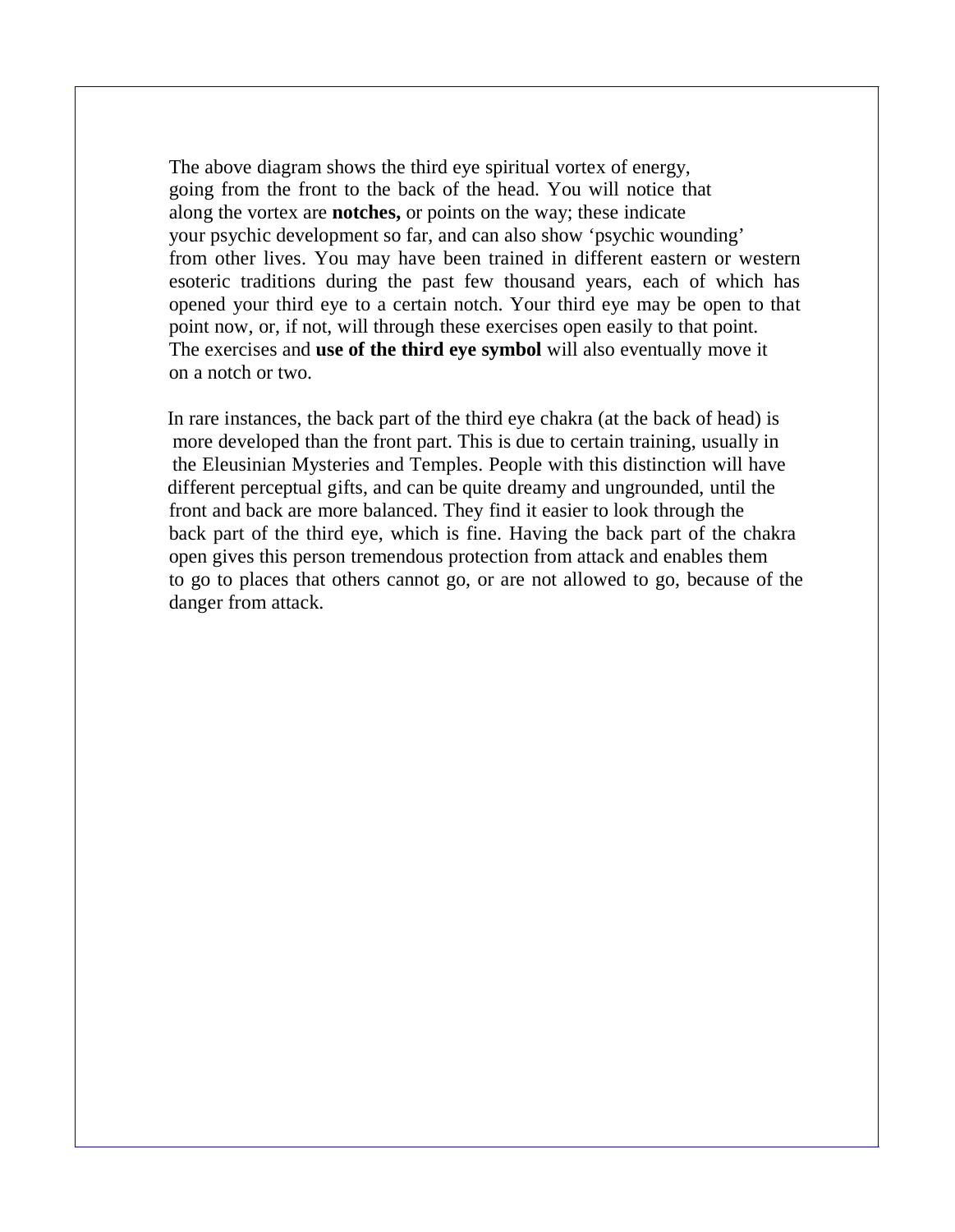The above diagram shows the third eye spiritual vortex of energy, going from the front to the back of the head. You will notice that along the vortex are **notches,** or points on the way; these indicate your psychic development so far, and can also show 'psychic wounding' from other lives. You may have been trained in different eastern or western esoteric traditions during the past few thousand years, each of which has opened your third eye to a certain notch. Your third eye may be open to that point now, or, if not, will through these exercises open easily to that point. The exercises and **use of the third eye symbol** will also eventually move it on a notch or two.

In rare instances, the back part of the third eye chakra (at the back of head) is more developed than the front part. This is due to certain training, usually in the Eleusinian Mysteries and Temples. People with this distinction will have different perceptual gifts, and can be quite dreamy and ungrounded, until the front and back are more balanced. They find it easier to look through the back part of the third eye, which is fine. Having the back part of the chakra open gives this person tremendous protection from attack and enables them to go to places that others cannot go, or are not allowed to go, because of the danger from attack.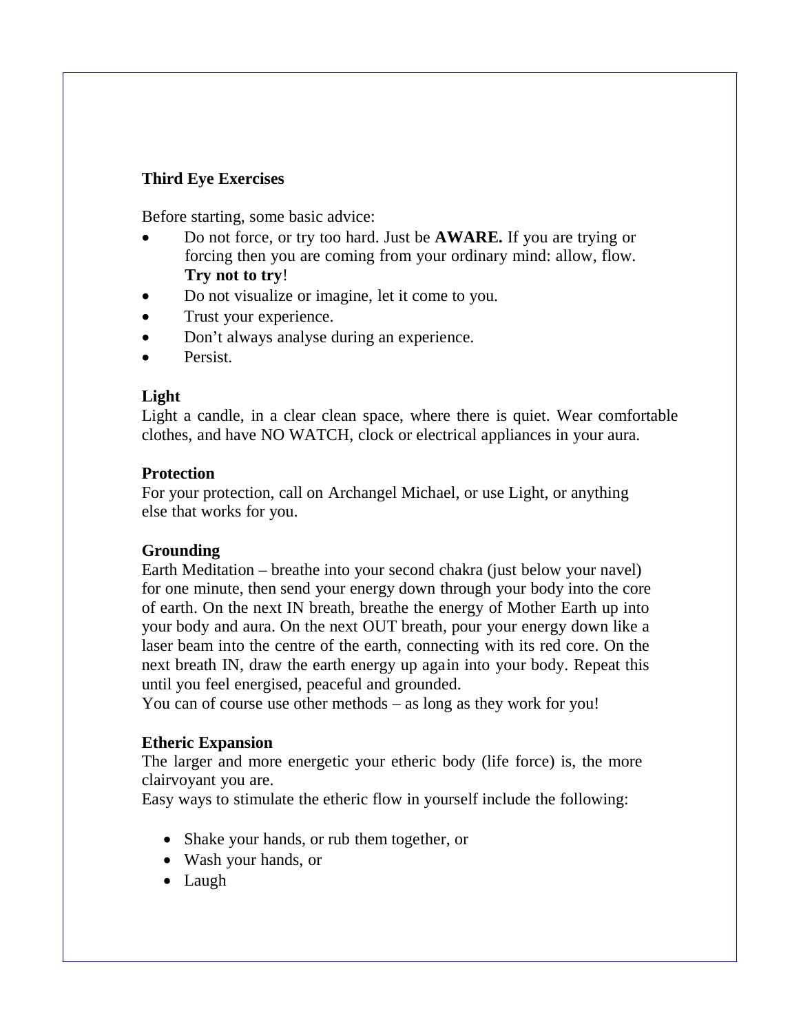## Third Eye Exercises

Before starting, some basic advice:

- Do not force, or try too hard. Just be **AWARE.** If you are trying or forcing then you are coming from your ordinary mind: allow, flow. **Try not to try**!
- Do not visualize or imagine, let it come to you.
- Trust your experience.
- Don't always analyse during an experience.
- Persist.

### Light

Light a candle, in a clear clean space, where there is quiet. Wear comfortable clothes, and have NO WATCH, clock or electrical appliances in your aura.

### Protection

For your protection, call on Archangel Michael, or use Light, or anything else that works for you.

### Grounding

Earth Meditation – breathe into your second chakra (just below your navel) for one minute, then send your energy down through your body into the core of earth. On the next IN breath, breathe the energy of Mother Earth up into your body and aura. On the next OUT breath, pour your energy down like a laser beam into the centre of the earth, connecting with its red core. On the next breath IN, draw the earth energy up again into your body. Repeat this until you feel energised, peaceful and grounded.

You can of course use other methods – as long as they work for you!

### Etheric Expansion

The larger and more energetic your etheric body (life force) is, the more clairvoyant you are.

Easy ways to stimulate the etheric flow in yourself include the following:

- Shake your hands, or rub them together, or
- Wash your hands, or
- Laugh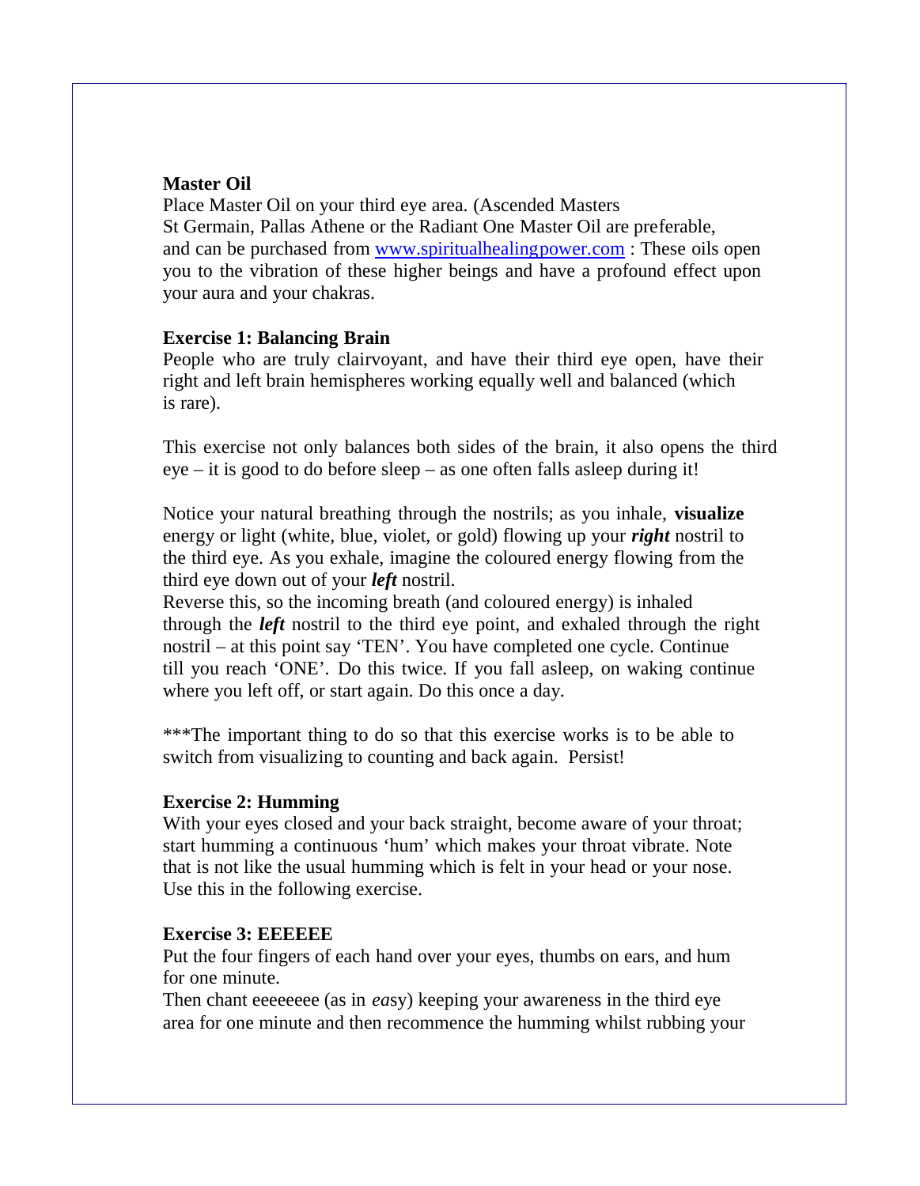**Master Oil**

Place Master Oil on your third eye area. (Ascended Masters St Germain, Pallas Athene or the Radiant One Master Oil are preferable, and can be purchased from [www.spiritualhealingpower.com](http://www.spiritualhealingpower.com) : These oils open you to the vibration of these higher beings and have a profound effect upon your aura and your chakras.

**Exercise 1: Balancing Brain**

People who are truly clairvoyant, and have their third eye open, have their right and left brain hemispheres working equally well and balanced (which is rare).

This exercise not only balances both sides of the brain, it also opens the third eye – it is good to do before sleep – as one often falls asleep during it!

Notice your natural breathing through the nostrils; as you inhale, **visualize** energy or light (white, blue, violet, or gold) flowing up your ***right*** nostril to the third eye. As you exhale, imagine the coloured energy flowing from the third eye down out of your ***left*** nostril.

Reverse this, so the incoming breath (and coloured energy) is inhaled through the ***left*** nostril to the third eye point, and exhaled through the right nostril – at this point say 'TEN'. You have completed one cycle. Continue till you reach 'ONE'. Do this twice. If you fall asleep, on waking continue where you left off, or start again. Do this once a day.

***The important thing to do so that this exercise works is to be able to switch from visualizing to counting and back again. Persist!

**Exercise 2: Humming**

With your eyes closed and your back straight, become aware of your throat; start humming a continuous 'hum' which makes your throat vibrate. Note that is not like the usual humming which is felt in your head or your nose. Use this in the following exercise.

**Exercise 3: EEEEEE**

Put the four fingers of each hand over your eyes, thumbs on ears, and hum for one minute.

Then chant eeeeeeee (as in *ea*sy) keeping your awareness in the third eye area for one minute and then recommence the humming whilst rubbing your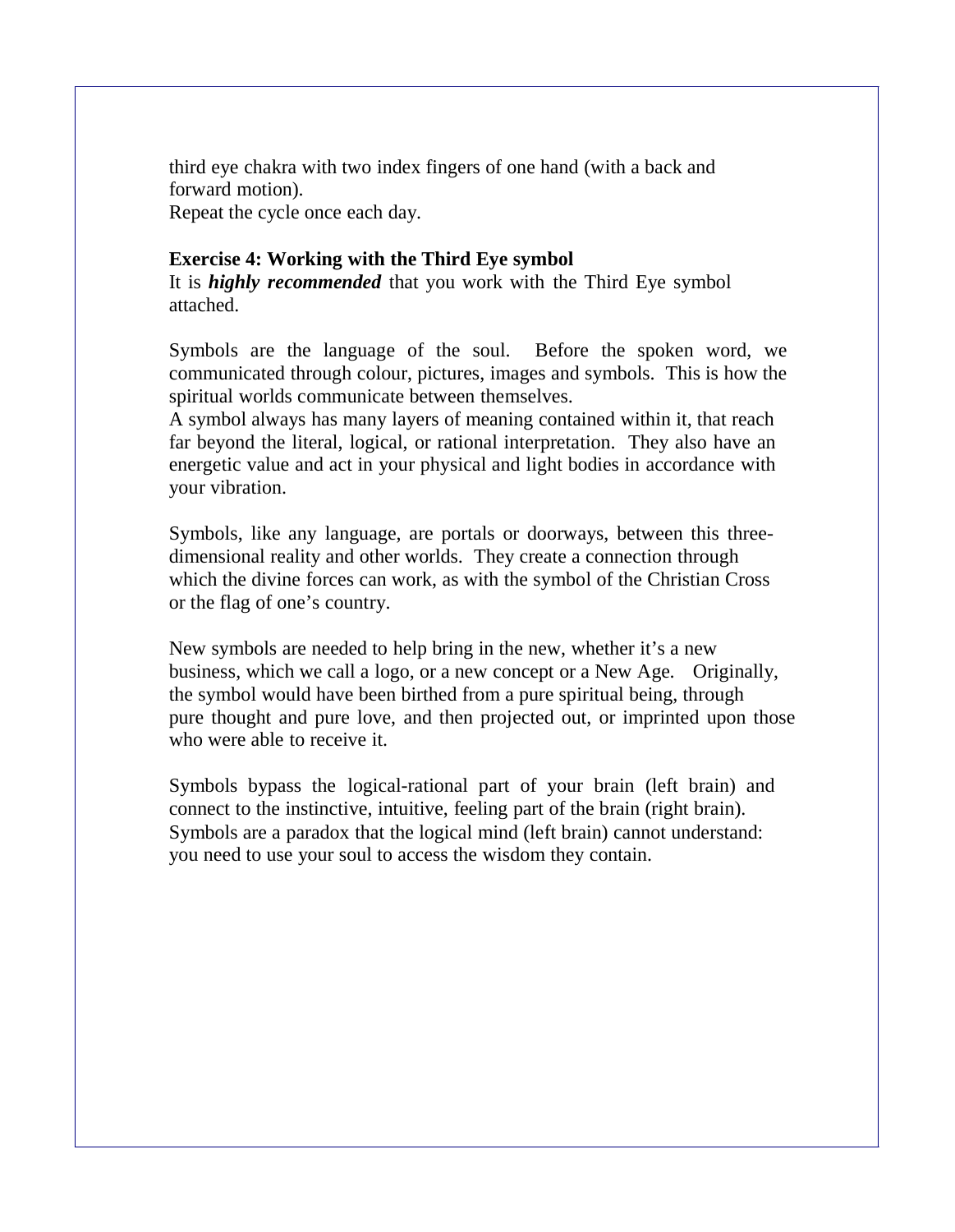third eye chakra with two index fingers of one hand (with a back and forward motion).
Repeat the cycle once each day.

**Exercise 4: Working with the Third Eye symbol**
It is ***highly recommended*** that you work with the Third Eye symbol attached.

Symbols are the language of the soul. Before the spoken word, we communicated through colour, pictures, images and symbols. This is how the spiritual worlds communicate between themselves.
A symbol always has many layers of meaning contained within it, that reach far beyond the literal, logical, or rational interpretation. They also have an energetic value and act in your physical and light bodies in accordance with your vibration.

Symbols, like any language, are portals or doorways, between this three-dimensional reality and other worlds. They create a connection through which the divine forces can work, as with the symbol of the Christian Cross or the flag of one's country.

New symbols are needed to help bring in the new, whether it's a new business, which we call a logo, or a new concept or a New Age. Originally, the symbol would have been birthed from a pure spiritual being, through pure thought and pure love, and then projected out, or imprinted upon those who were able to receive it.

Symbols bypass the logical-rational part of your brain (left brain) and connect to the instinctive, intuitive, feeling part of the brain (right brain). Symbols are a paradox that the logical mind (left brain) cannot understand: you need to use your soul to access the wisdom they contain.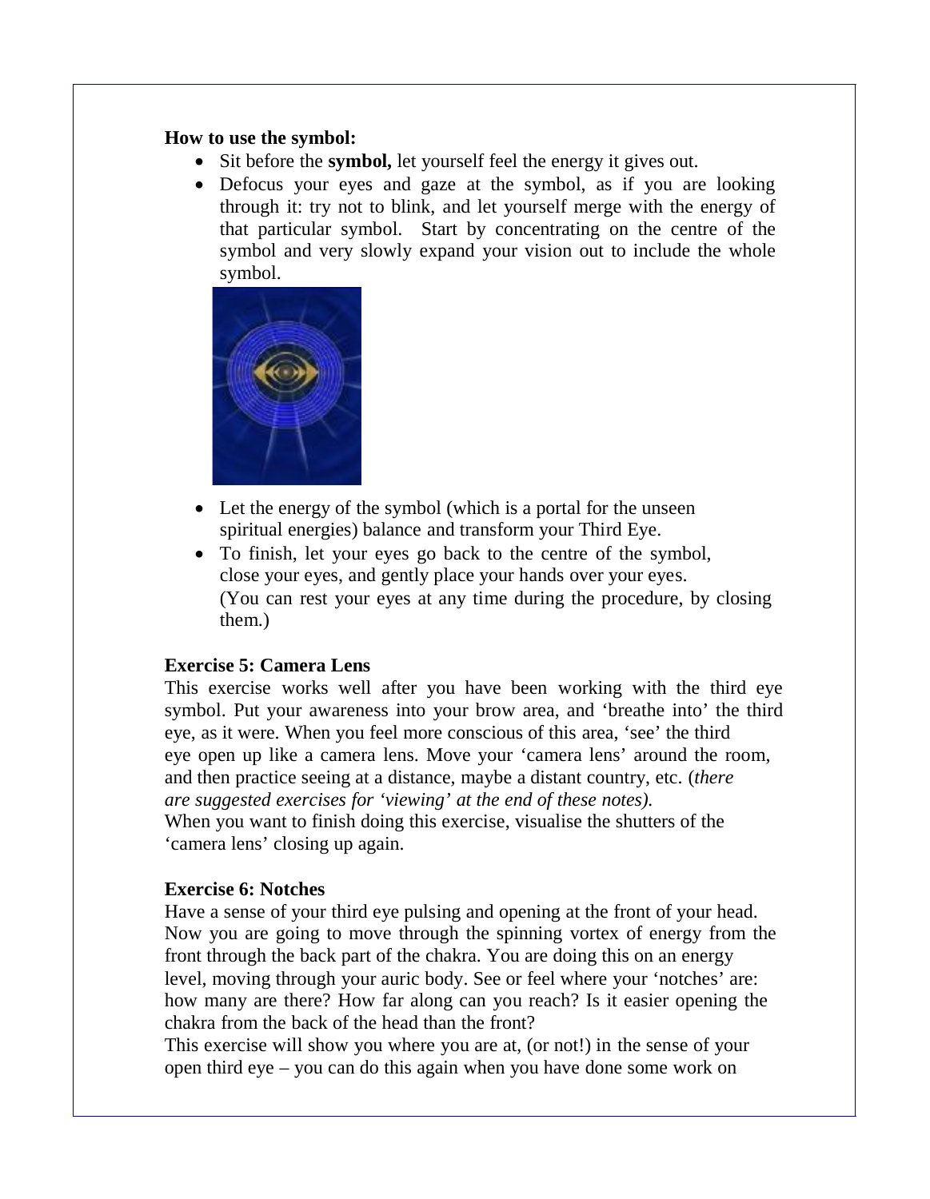**How to use the symbol:**

- Sit before the **symbol,** let yourself feel the energy it gives out.
- Defocus your eyes and gaze at the symbol, as if you are looking through it: try not to blink, and let yourself merge with the energy of that particular symbol. Start by concentrating on the centre of the symbol and very slowly expand your vision out to include the whole symbol.
- Let the energy of the symbol (which is a portal for the unseen spiritual energies) balance and transform your Third Eye.
- To finish, let your eyes go back to the centre of the symbol, close your eyes, and gently place your hands over your eyes. (You can rest your eyes at any time during the procedure, by closing them.)

**Exercise 5: Camera Lens**

This exercise works well after you have been working with the third eye symbol. Put your awareness into your brow area, and 'breathe into' the third eye, as it were. When you feel more conscious of this area, 'see' the third eye open up like a camera lens. Move your 'camera lens' around the room, and then practice seeing at a distance, maybe a distant country, etc. (*there are suggested exercises for 'viewing' at the end of these notes).*
When you want to finish doing this exercise, visualise the shutters of the 'camera lens' closing up again.

**Exercise 6: Notches**

Have a sense of your third eye pulsing and opening at the front of your head. Now you are going to move through the spinning vortex of energy from the front through the back part of the chakra. You are doing this on an energy level, moving through your auric body. See or feel where your 'notches' are: how many are there? How far along can you reach? Is it easier opening the chakra from the back of the head than the front?
This exercise will show you where you are at, (or not!) in the sense of your open third eye – you can do this again when you have done some work on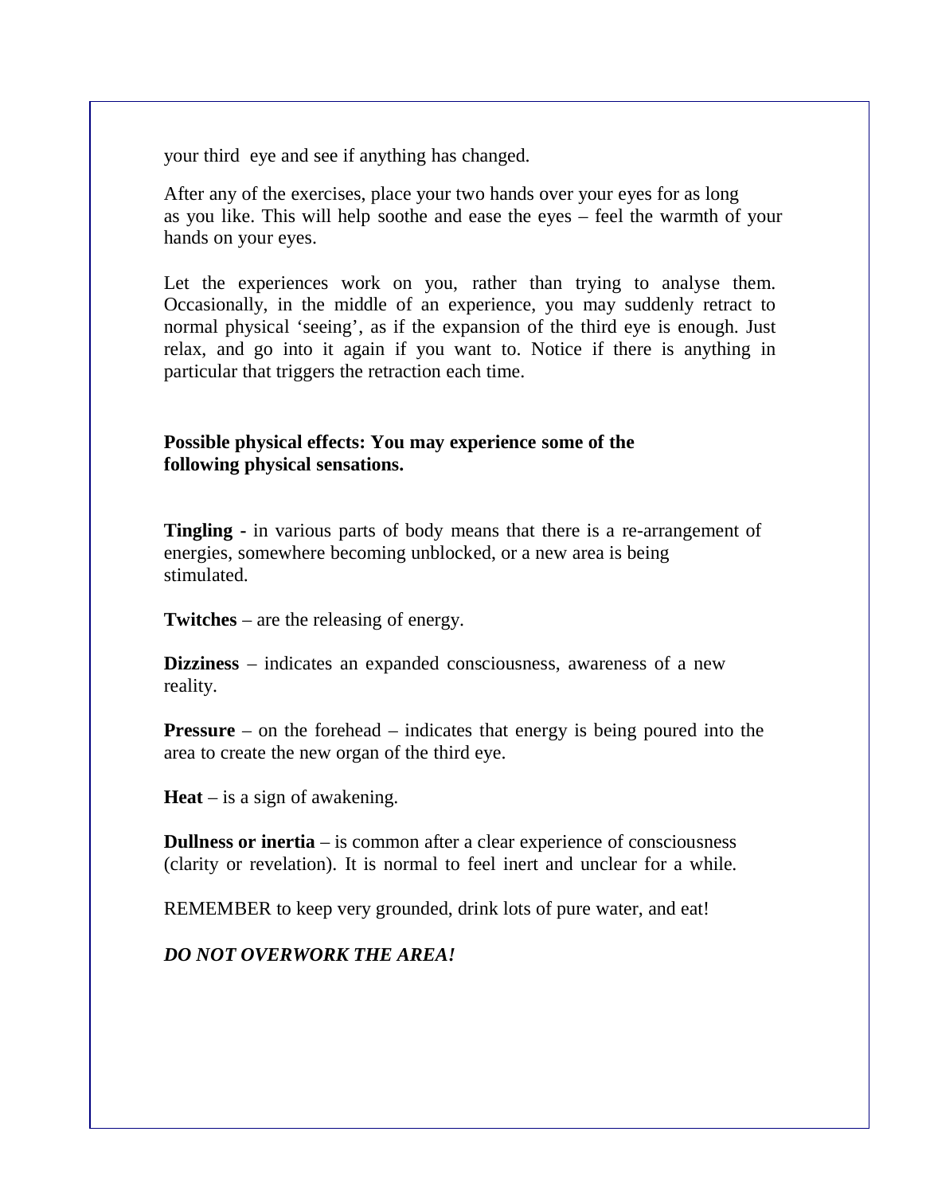your third eye and see if anything has changed.

After any of the exercises, place your two hands over your eyes for as long as you like. This will help soothe and ease the eyes – feel the warmth of your hands on your eyes.

Let the experiences work on you, rather than trying to analyse them. Occasionally, in the middle of an experience, you may suddenly retract to normal physical 'seeing', as if the expansion of the third eye is enough. Just relax, and go into it again if you want to. Notice if there is anything in particular that triggers the retraction each time.

**Possible physical effects: You may experience some of the following physical sensations.**

**Tingling -** in various parts of body means that there is a re-arrangement of energies, somewhere becoming unblocked, or a new area is being stimulated.

**Twitches** – are the releasing of energy.

**Dizziness** – indicates an expanded consciousness, awareness of a new reality.

**Pressure** – on the forehead – indicates that energy is being poured into the area to create the new organ of the third eye.

**Heat** – is a sign of awakening.

**Dullness or inertia** – is common after a clear experience of consciousness (clarity or revelation). It is normal to feel inert and unclear for a while.

REMEMBER to keep very grounded, drink lots of pure water, and eat!

***DO NOT OVERWORK THE AREA!***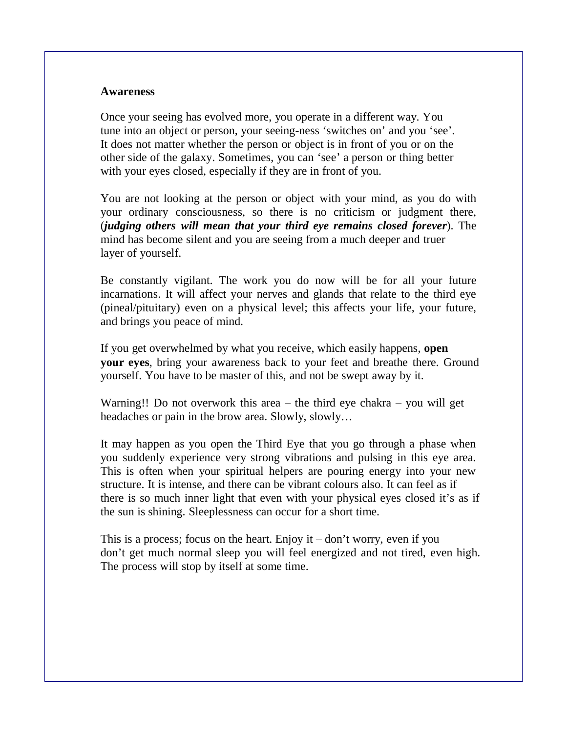**Awareness**

Once your seeing has evolved more, you operate in a different way. You tune into an object or person, your seeing-ness 'switches on' and you 'see'. It does not matter whether the person or object is in front of you or on the other side of the galaxy. Sometimes, you can 'see' a person or thing better with your eyes closed, especially if they are in front of you.

You are not looking at the person or object with your mind, as you do with your ordinary consciousness, so there is no criticism or judgment there, (***judging others will mean that your third eye remains closed forever***). The mind has become silent and you are seeing from a much deeper and truer layer of yourself.

Be constantly vigilant. The work you do now will be for all your future incarnations. It will affect your nerves and glands that relate to the third eye (pineal/pituitary) even on a physical level; this affects your life, your future, and brings you peace of mind.

If you get overwhelmed by what you receive, which easily happens, **open your eyes**, bring your awareness back to your feet and breathe there. Ground yourself. You have to be master of this, and not be swept away by it.

Warning!! Do not overwork this area – the third eye chakra – you will get headaches or pain in the brow area. Slowly, slowly…

It may happen as you open the Third Eye that you go through a phase when you suddenly experience very strong vibrations and pulsing in this eye area. This is often when your spiritual helpers are pouring energy into your new structure. It is intense, and there can be vibrant colours also. It can feel as if there is so much inner light that even with your physical eyes closed it's as if the sun is shining. Sleeplessness can occur for a short time.

This is a process; focus on the heart. Enjoy it – don't worry, even if you don't get much normal sleep you will feel energized and not tired, even high. The process will stop by itself at some time.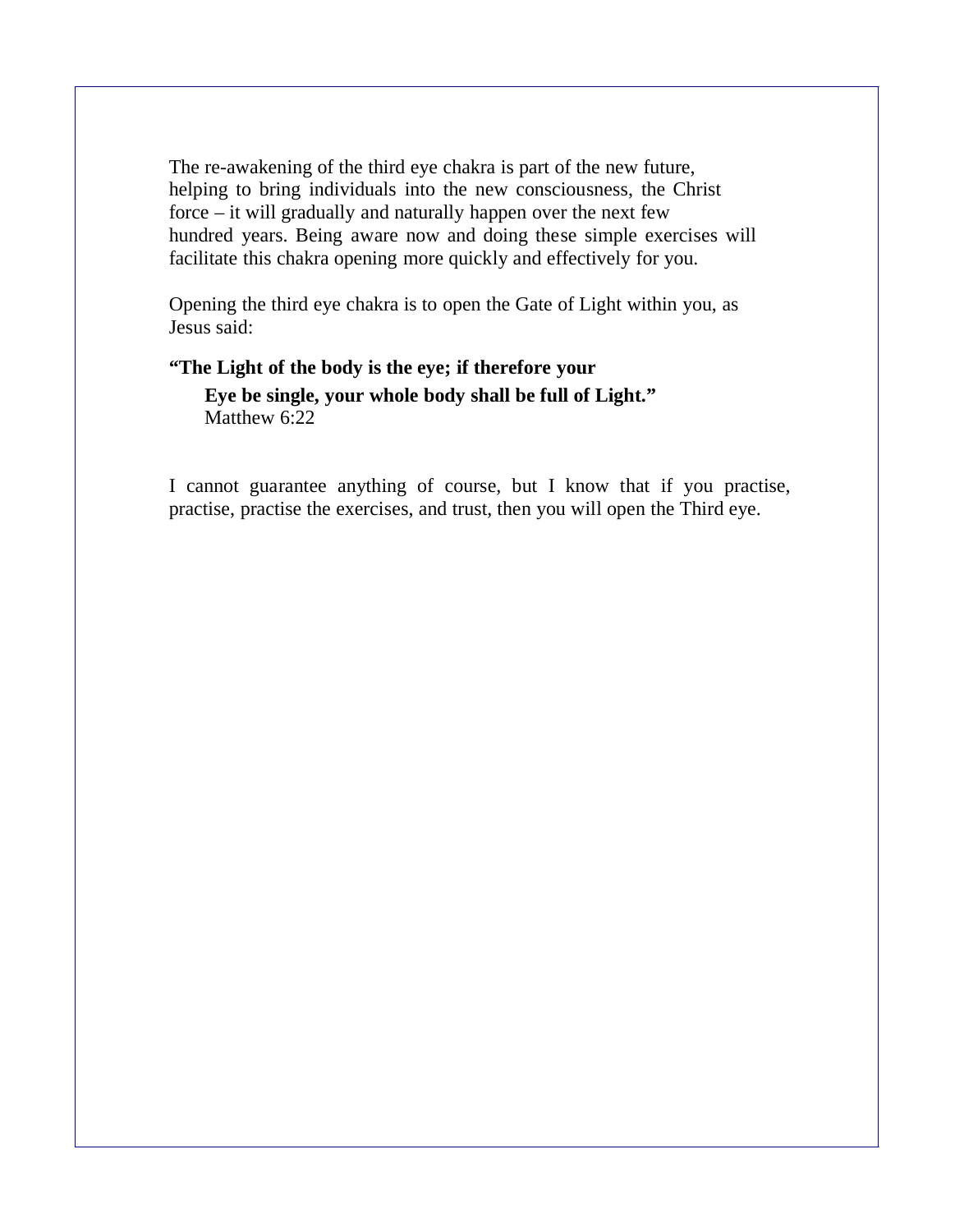The re-awakening of the third eye chakra is part of the new future, helping to bring individuals into the new consciousness, the Christ force – it will gradually and naturally happen over the next few hundred years. Being aware now and doing these simple exercises will facilitate this chakra opening more quickly and effectively for you.

Opening the third eye chakra is to open the Gate of Light within you, as Jesus said:

> **"The Light of the body is the eye; if therefore your Eye be single, your whole body shall be full of Light."**
> Matthew 6:22

I cannot guarantee anything of course, but I know that if you practise, practise, practise the exercises, and trust, then you will open the Third eye.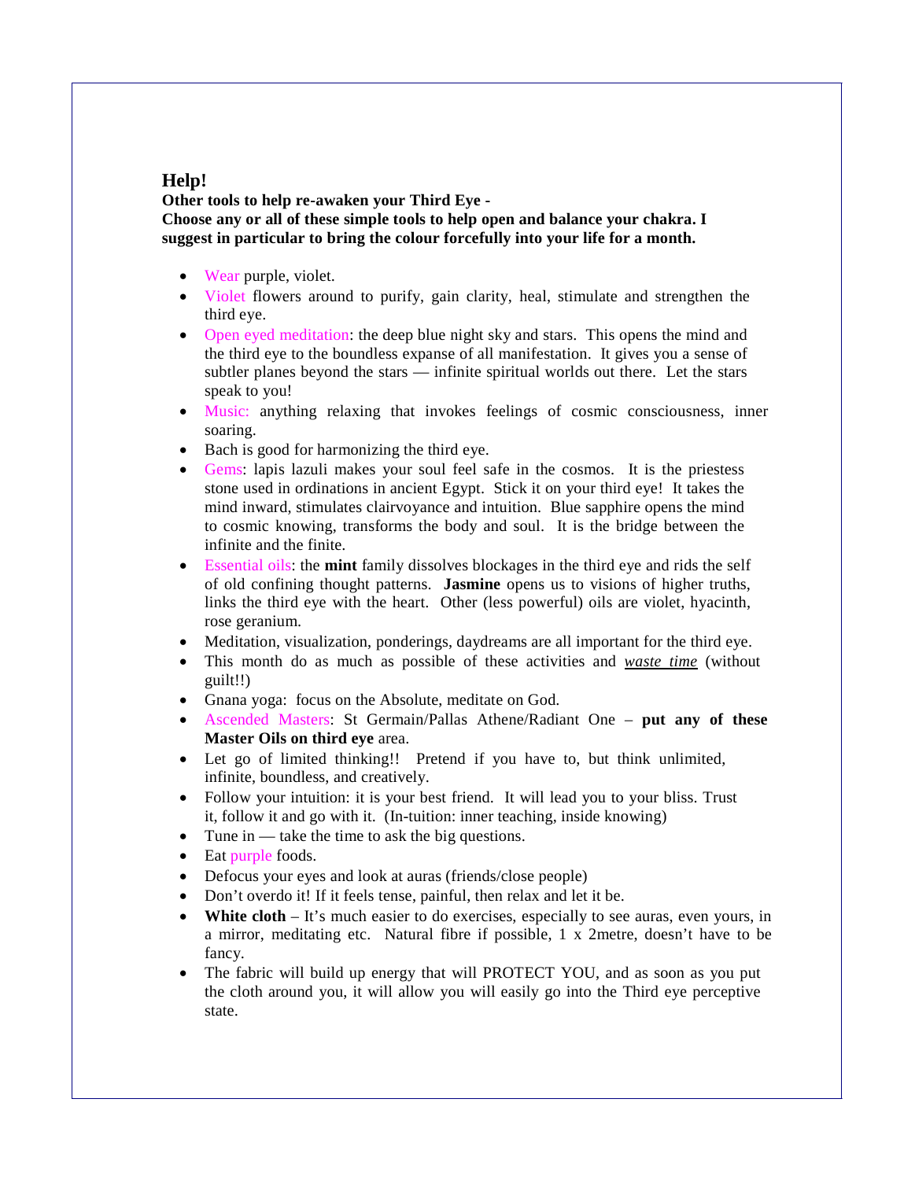## Help!

**Other tools to help re-awaken your Third Eye -**
**Choose any or all of these simple tools to help open and balance your chakra. I suggest in particular to bring the colour forcefully into your life for a month.**

- Wear purple, violet.
- Violet flowers around to purify, gain clarity, heal, stimulate and strengthen the third eye.
- Open eyed meditation: the deep blue night sky and stars. This opens the mind and the third eye to the boundless expanse of all manifestation. It gives you a sense of subtler planes beyond the stars — infinite spiritual worlds out there. Let the stars speak to you!
- Music: anything relaxing that invokes feelings of cosmic consciousness, inner soaring.
- Bach is good for harmonizing the third eye.
- Gems: lapis lazuli makes your soul feel safe in the cosmos. It is the priestess stone used in ordinations in ancient Egypt. Stick it on your third eye! It takes the mind inward, stimulates clairvoyance and intuition. Blue sapphire opens the mind to cosmic knowing, transforms the body and soul. It is the bridge between the infinite and the finite.
- Essential oils: the **mint** family dissolves blockages in the third eye and rids the self of old confining thought patterns. **Jasmine** opens us to visions of higher truths, links the third eye with the heart. Other (less powerful) oils are violet, hyacinth, rose geranium.
- Meditation, visualization, ponderings, daydreams are all important for the third eye.
- This month do as much as possible of these activities and ***waste time*** (without guilt!!)
- Gnana yoga: focus on the Absolute, meditate on God.
- Ascended Masters: St Germain/Pallas Athene/Radiant One – **put any of these Master Oils on third eye** area.
- Let go of limited thinking!! Pretend if you have to, but think unlimited, infinite, boundless, and creatively.
- Follow your intuition: it is your best friend. It will lead you to your bliss. Trust it, follow it and go with it. (In-tuition: inner teaching, inside knowing)
- Tune in — take the time to ask the big questions.
- Eat purple foods.
- Defocus your eyes and look at auras (friends/close people)
- Don't overdo it! If it feels tense, painful, then relax and let it be.
- **White cloth** – It's much easier to do exercises, especially to see auras, even yours, in a mirror, meditating etc. Natural fibre if possible, 1 x 2metre, doesn't have to be fancy.
- The fabric will build up energy that will PROTECT YOU, and as soon as you put the cloth around you, it will allow you will easily go into the Third eye perceptive state.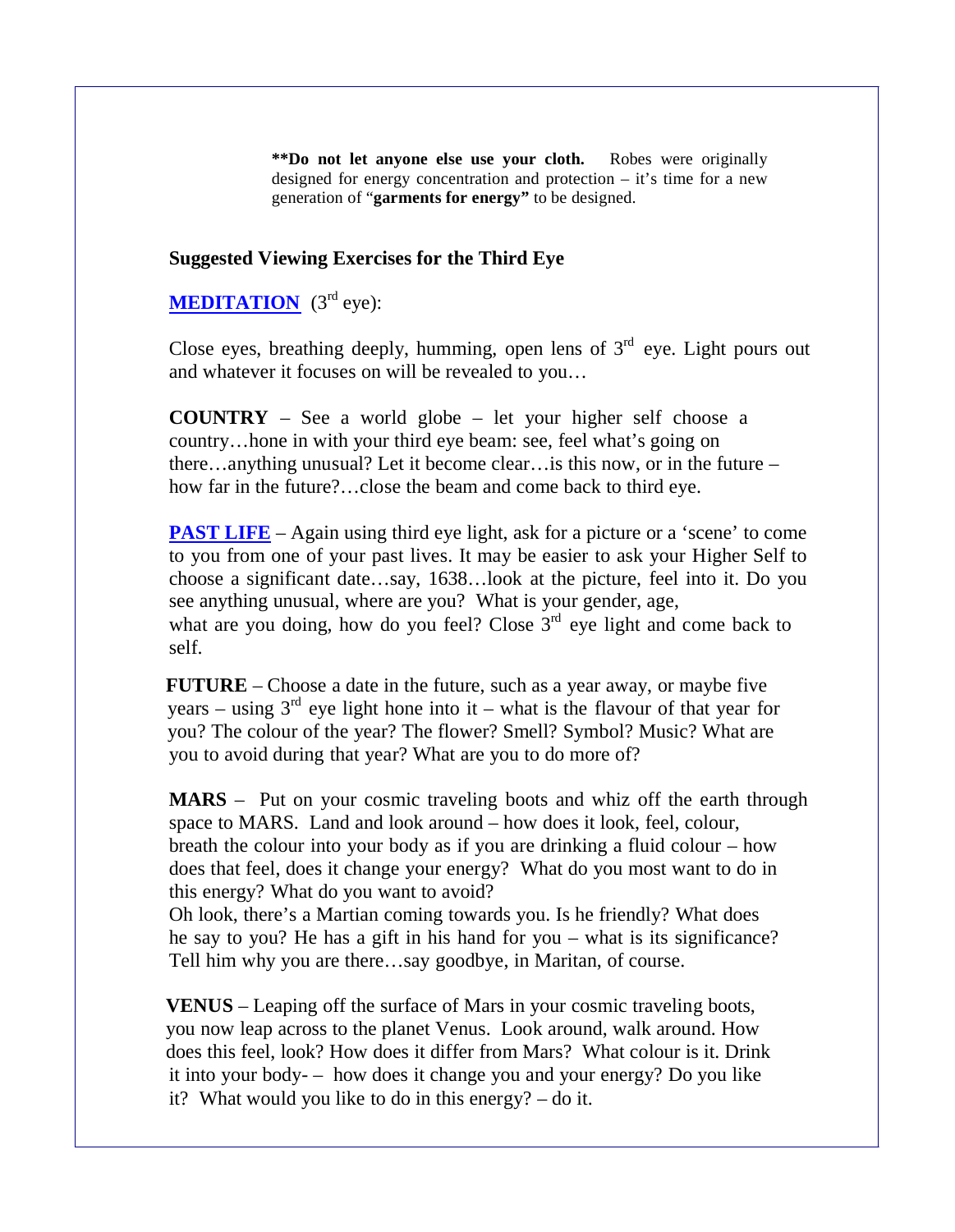**Do not let anyone else use your cloth.** Robes were originally designed for energy concentration and protection – it's time for a new generation of "**garments for energy"** to be designed.

### Suggested Viewing Exercises for the Third Eye

**MEDITATION** (3rd eye):

Close eyes, breathing deeply, humming, open lens of 3rd eye. Light pours out and whatever it focuses on will be revealed to you…

**COUNTRY** – See a world globe – let your higher self choose a country…hone in with your third eye beam: see, feel what's going on there…anything unusual? Let it become clear…is this now, or in the future – how far in the future?…close the beam and come back to third eye.

**PAST LIFE** – Again using third eye light, ask for a picture or a 'scene' to come to you from one of your past lives. It may be easier to ask your Higher Self to choose a significant date…say, 1638…look at the picture, feel into it. Do you see anything unusual, where are you? What is your gender, age, what are you doing, how do you feel? Close 3rd eye light and come back to self.

**FUTURE** – Choose a date in the future, such as a year away, or maybe five years – using 3rd eye light hone into it – what is the flavour of that year for you? The colour of the year? The flower? Smell? Symbol? Music? What are you to avoid during that year? What are you to do more of?

**MARS** – Put on your cosmic traveling boots and whiz off the earth through space to MARS. Land and look around – how does it look, feel, colour, breath the colour into your body as if you are drinking a fluid colour – how does that feel, does it change your energy? What do you most want to do in this energy? What do you want to avoid?
Oh look, there's a Martian coming towards you. Is he friendly? What does he say to you? He has a gift in his hand for you – what is its significance? Tell him why you are there…say goodbye, in Maritan, of course.

**VENUS** – Leaping off the surface of Mars in your cosmic traveling boots, you now leap across to the planet Venus. Look around, walk around. How does this feel, look? How does it differ from Mars? What colour is it. Drink it into your body- – how does it change you and your energy? Do you like it? What would you like to do in this energy? – do it.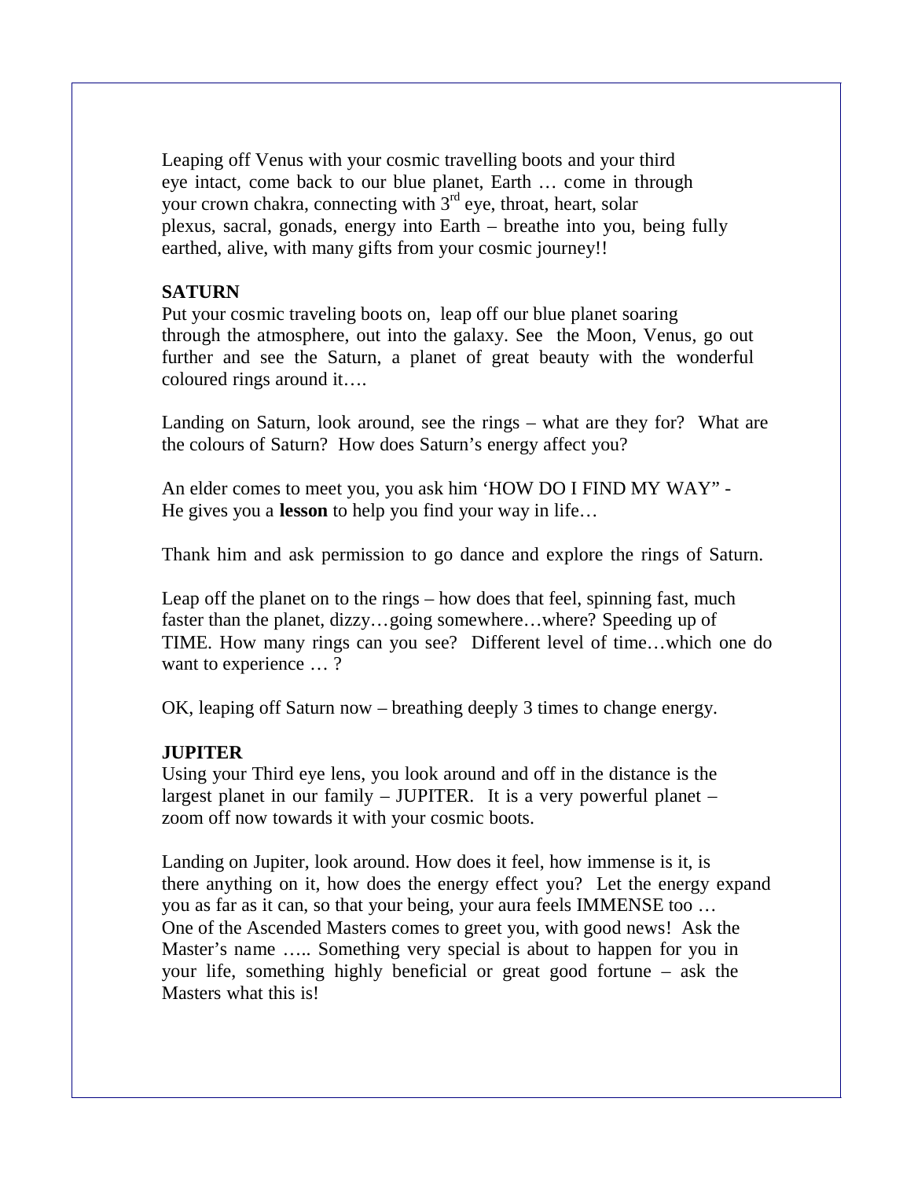Leaping off Venus with your cosmic travelling boots and your third eye intact, come back to our blue planet, Earth … come in through your crown chakra, connecting with 3rd eye, throat, heart, solar plexus, sacral, gonads, energy into Earth – breathe into you, being fully earthed, alive, with many gifts from your cosmic journey!!

**SATURN**

Put your cosmic traveling boots on, leap off our blue planet soaring through the atmosphere, out into the galaxy. See the Moon, Venus, go out further and see the Saturn, a planet of great beauty with the wonderful coloured rings around it….

Landing on Saturn, look around, see the rings – what are they for? What are the colours of Saturn? How does Saturn's energy affect you?

An elder comes to meet you, you ask him 'HOW DO I FIND MY WAY" - He gives you a **lesson** to help you find your way in life…

Thank him and ask permission to go dance and explore the rings of Saturn.

Leap off the planet on to the rings – how does that feel, spinning fast, much faster than the planet, dizzy…going somewhere…where? Speeding up of TIME. How many rings can you see? Different level of time…which one do want to experience … ?

OK, leaping off Saturn now – breathing deeply 3 times to change energy.

**JUPITER**

Using your Third eye lens, you look around and off in the distance is the largest planet in our family – JUPITER. It is a very powerful planet – zoom off now towards it with your cosmic boots.

Landing on Jupiter, look around. How does it feel, how immense is it, is there anything on it, how does the energy effect you? Let the energy expand you as far as it can, so that your being, your aura feels IMMENSE too … One of the Ascended Masters comes to greet you, with good news! Ask the Master's name ….. Something very special is about to happen for you in your life, something highly beneficial or great good fortune – ask the Masters what this is!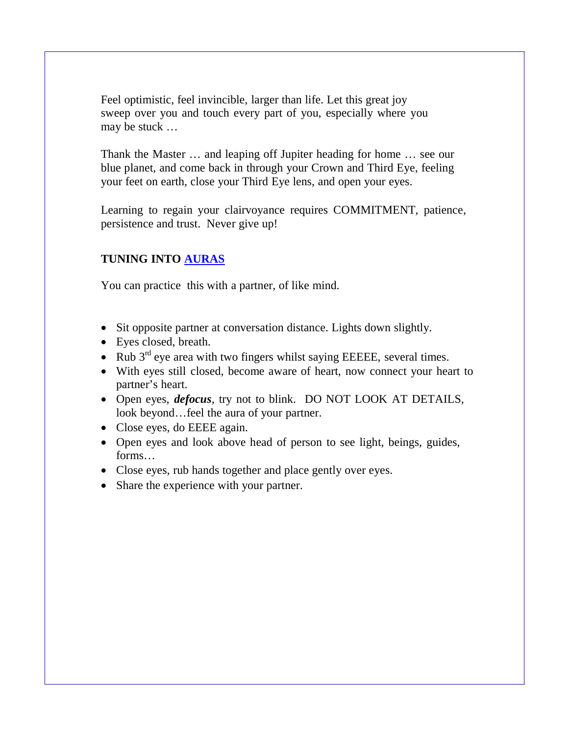Feel optimistic, feel invincible, larger than life. Let this great joy sweep over you and touch every part of you, especially where you may be stuck …

Thank the Master … and leaping off Jupiter heading for home … see our blue planet, and come back in through your Crown and Third Eye, feeling your feet on earth, close your Third Eye lens, and open your eyes.

Learning to regain your clairvoyance requires COMMITMENT, patience, persistence and trust. Never give up!

**TUNING INTO AURAS**

You can practice this with a partner, of like mind.

- Sit opposite partner at conversation distance. Lights down slightly.
- Eyes closed, breath.
- Rub 3rd eye area with two fingers whilst saying EEEEE, several times.
- With eyes still closed, become aware of heart, now connect your heart to partner's heart.
- Open eyes, ***defocus***, try not to blink. DO NOT LOOK AT DETAILS, look beyond…feel the aura of your partner.
- Close eyes, do EEEE again.
- Open eyes and look above head of person to see light, beings, guides, forms…
- Close eyes, rub hands together and place gently over eyes.
- Share the experience with your partner.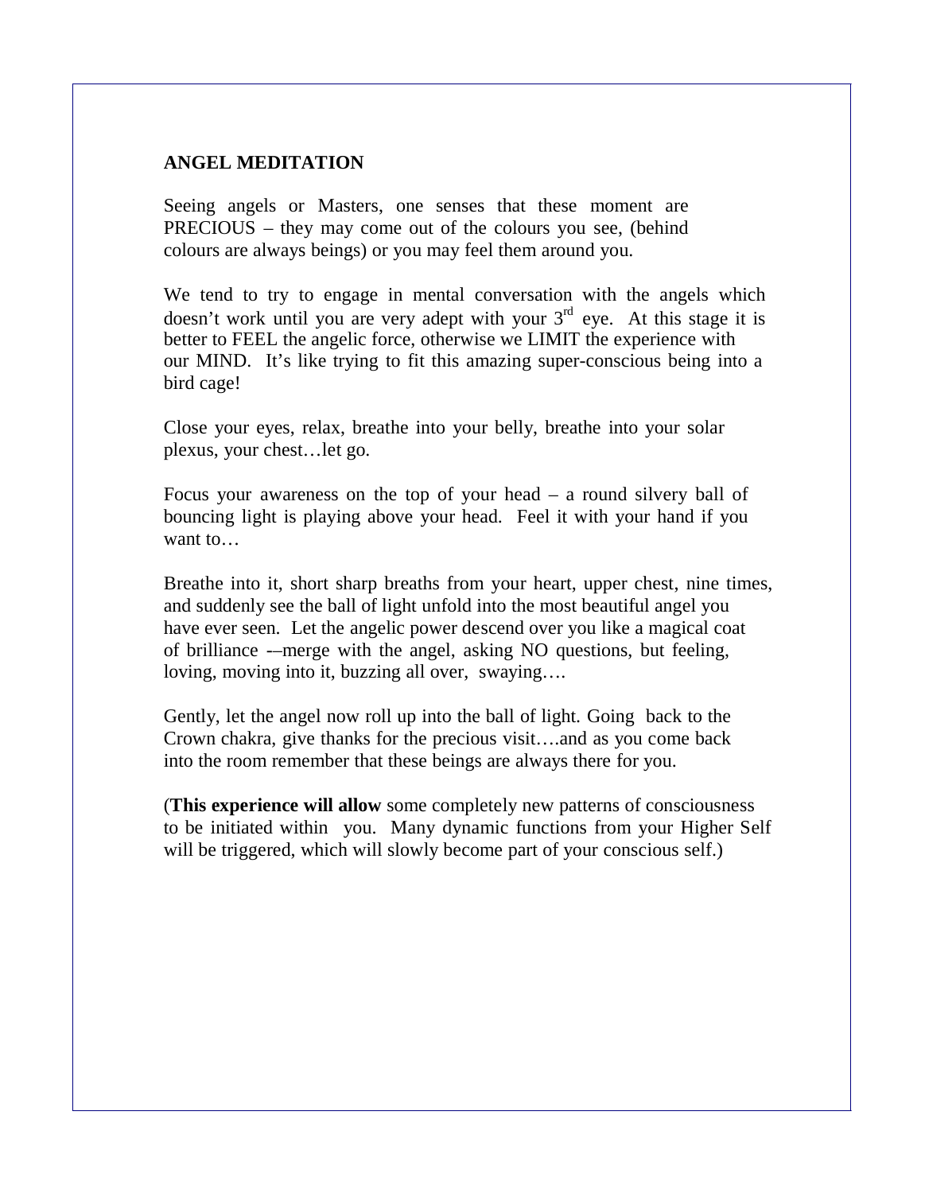**ANGEL MEDITATION**

Seeing angels or Masters, one senses that these moment are PRECIOUS – they may come out of the colours you see, (behind colours are always beings) or you may feel them around you.

We tend to try to engage in mental conversation with the angels which doesn't work until you are very adept with your 3rd eye. At this stage it is better to FEEL the angelic force, otherwise we LIMIT the experience with our MIND. It's like trying to fit this amazing super-conscious being into a bird cage!

Close your eyes, relax, breathe into your belly, breathe into your solar plexus, your chest…let go.

Focus your awareness on the top of your head – a round silvery ball of bouncing light is playing above your head. Feel it with your hand if you want to…

Breathe into it, short sharp breaths from your heart, upper chest, nine times, and suddenly see the ball of light unfold into the most beautiful angel you have ever seen. Let the angelic power descend over you like a magical coat of brilliance -–merge with the angel, asking NO questions, but feeling, loving, moving into it, buzzing all over, swaying….

Gently, let the angel now roll up into the ball of light. Going back to the Crown chakra, give thanks for the precious visit….and as you come back into the room remember that these beings are always there for you.

(**This experience will allow** some completely new patterns of consciousness to be initiated within you. Many dynamic functions from your Higher Self will be triggered, which will slowly become part of your conscious self.)